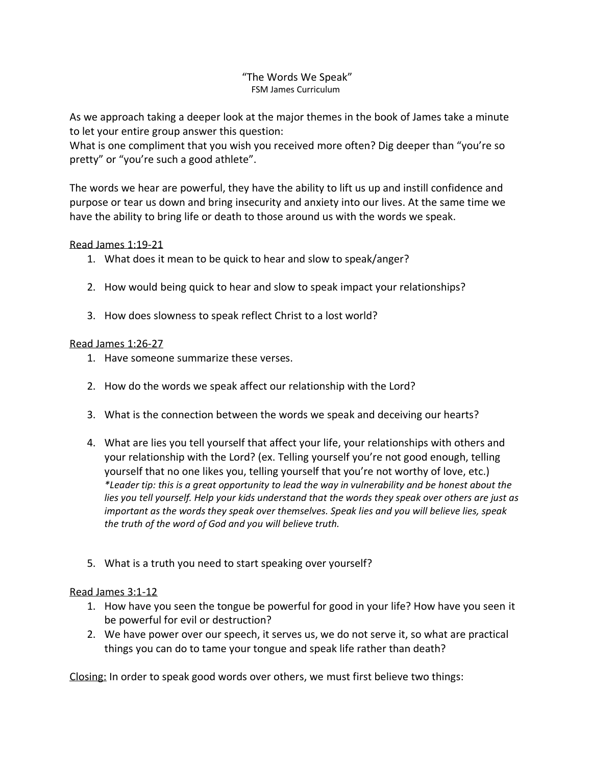# "The Words We Speak"

FSM James Curriculum

As we approach taking a deeper look at the major themes in the book of James take a minute to let your entire group answer this question:
What is one compliment that you wish you received more often? Dig deeper than "you're so pretty" or "you're such a good athlete".

The words we hear are powerful, they have the ability to lift us up and instill confidence and purpose or tear us down and bring insecurity and anxiety into our lives. At the same time we have the ability to bring life or death to those around us with the words we speak.

<u>Read James 1:19-21</u>

1. What does it mean to be quick to hear and slow to speak/anger?
2. How would being quick to hear and slow to speak impact your relationships?
3. How does slowness to speak reflect Christ to a lost world?

<u>Read James 1:26-27</u>

1. Have someone summarize these verses.
2. How do the words we speak affect our relationship with the Lord?
3. What is the connection between the words we speak and deceiving our hearts?
4. What are lies you tell yourself that affect your life, your relationships with others and your relationship with the Lord? (ex. Telling yourself you're not good enough, telling yourself that no one likes you, telling yourself that you're not worthy of love, etc.)
   *\*Leader tip: this is a great opportunity to lead the way in vulnerability and be honest about the lies you tell yourself. Help your kids understand that the words they speak over others are just as important as the words they speak over themselves. Speak lies and you will believe lies, speak the truth of the word of God and you will believe truth.*
5. What is a truth you need to start speaking over yourself?

<u>Read James 3:1-12</u>

1. How have you seen the tongue be powerful for good in your life? How have you seen it be powerful for evil or destruction?
2. We have power over our speech, it serves us, we do not serve it, so what are practical things you can do to tame your tongue and speak life rather than death?

<u>Closing:</u> In order to speak good words over others, we must first believe two things: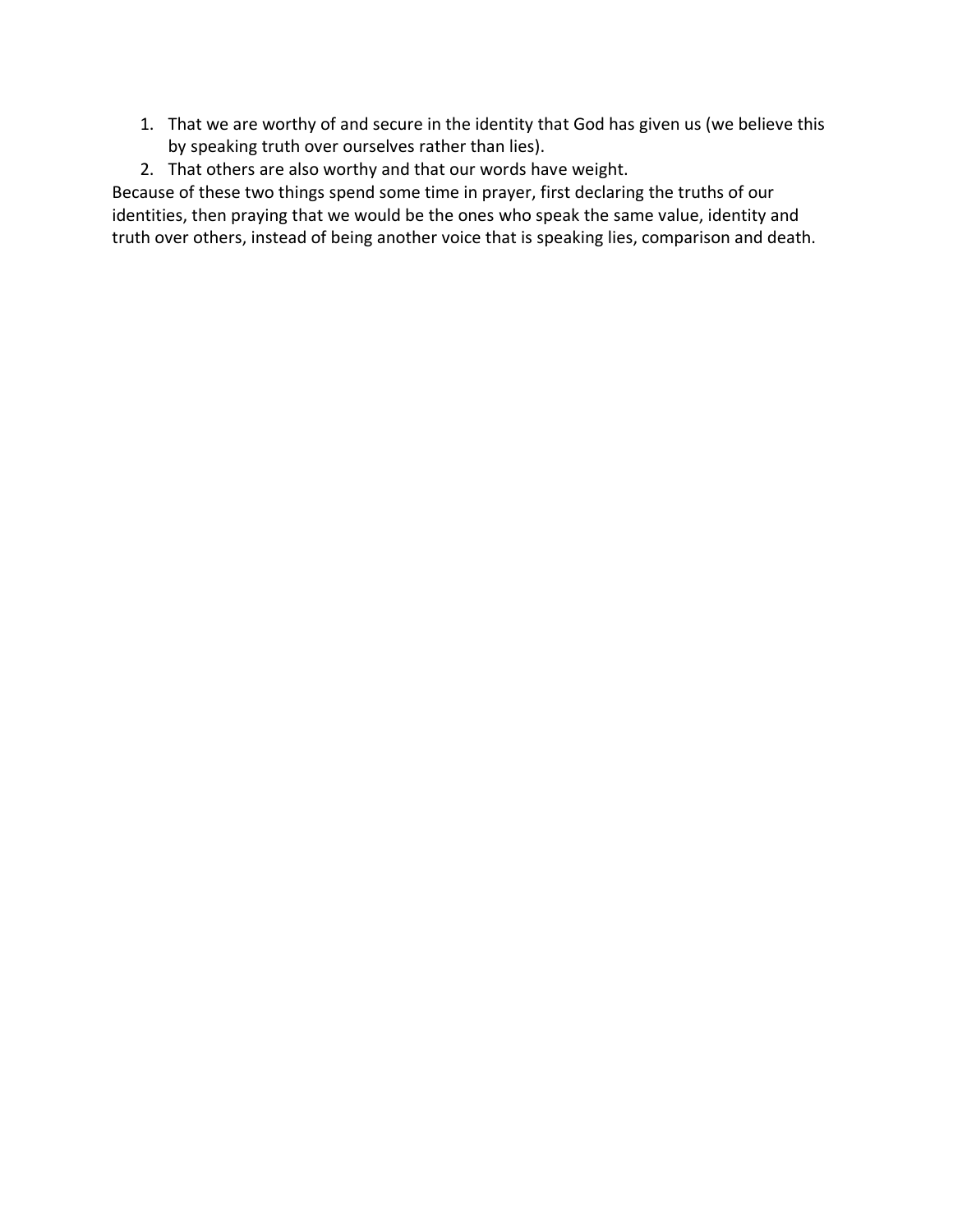1. That we are worthy of and secure in the identity that God has given us (we believe this by speaking truth over ourselves rather than lies).
2. That others are also worthy and that our words have weight.

Because of these two things spend some time in prayer, first declaring the truths of our identities, then praying that we would be the ones who speak the same value, identity and truth over others, instead of being another voice that is speaking lies, comparison and death.